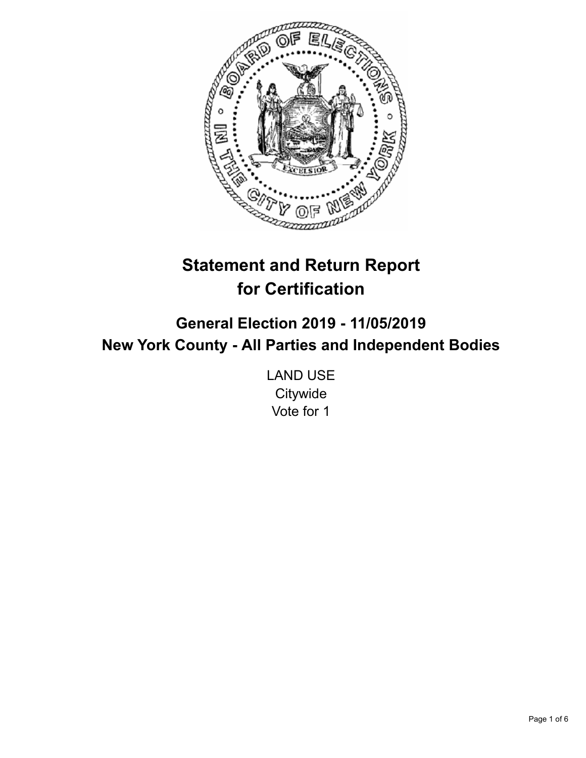# Statement and Return Report for Certification

## General Election 2019 - 11/05/2019
## New York County - All Parties and Independent Bodies

LAND USE
Citywide
Vote for 1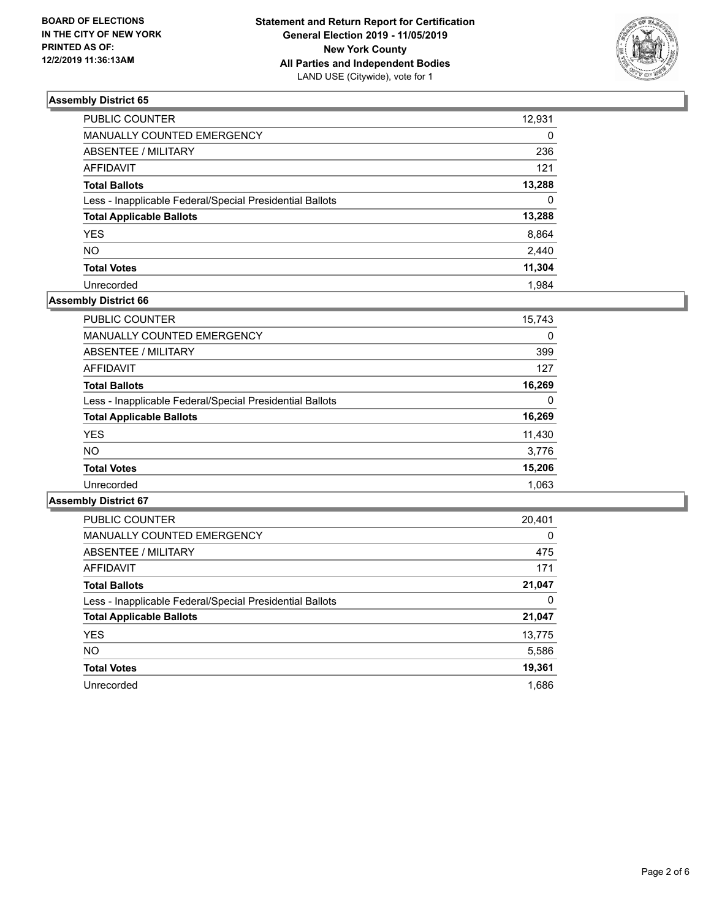**BOARD OF ELECTIONS IN THE CITY OF NEW YORK PRINTED AS OF: 12/2/2019 11:36:13AM**

**Statement and Return Report for Certification General Election 2019 - 11/05/2019 New York County All Parties and Independent Bodies**
LAND USE (Citywide), vote for 1

### Assembly District 65

| | |
|---|---|
| PUBLIC COUNTER | 12,931 |
| MANUALLY COUNTED EMERGENCY | 0 |
| ABSENTEE / MILITARY | 236 |
| AFFIDAVIT | 121 |
| **Total Ballots** | **13,288** |
| Less - Inapplicable Federal/Special Presidential Ballots | 0 |
| **Total Applicable Ballots** | **13,288** |
| YES | 8,864 |
| NO | 2,440 |
| **Total Votes** | **11,304** |
| Unrecorded | 1,984 |

### Assembly District 66

| | |
|---|---|
| PUBLIC COUNTER | 15,743 |
| MANUALLY COUNTED EMERGENCY | 0 |
| ABSENTEE / MILITARY | 399 |
| AFFIDAVIT | 127 |
| **Total Ballots** | **16,269** |
| Less - Inapplicable Federal/Special Presidential Ballots | 0 |
| **Total Applicable Ballots** | **16,269** |
| YES | 11,430 |
| NO | 3,776 |
| **Total Votes** | **15,206** |
| Unrecorded | 1,063 |

### Assembly District 67

| | |
|---|---|
| PUBLIC COUNTER | 20,401 |
| MANUALLY COUNTED EMERGENCY | 0 |
| ABSENTEE / MILITARY | 475 |
| AFFIDAVIT | 171 |
| **Total Ballots** | **21,047** |
| Less - Inapplicable Federal/Special Presidential Ballots | 0 |
| **Total Applicable Ballots** | **21,047** |
| YES | 13,775 |
| NO | 5,586 |
| **Total Votes** | **19,361** |
| Unrecorded | 1,686 |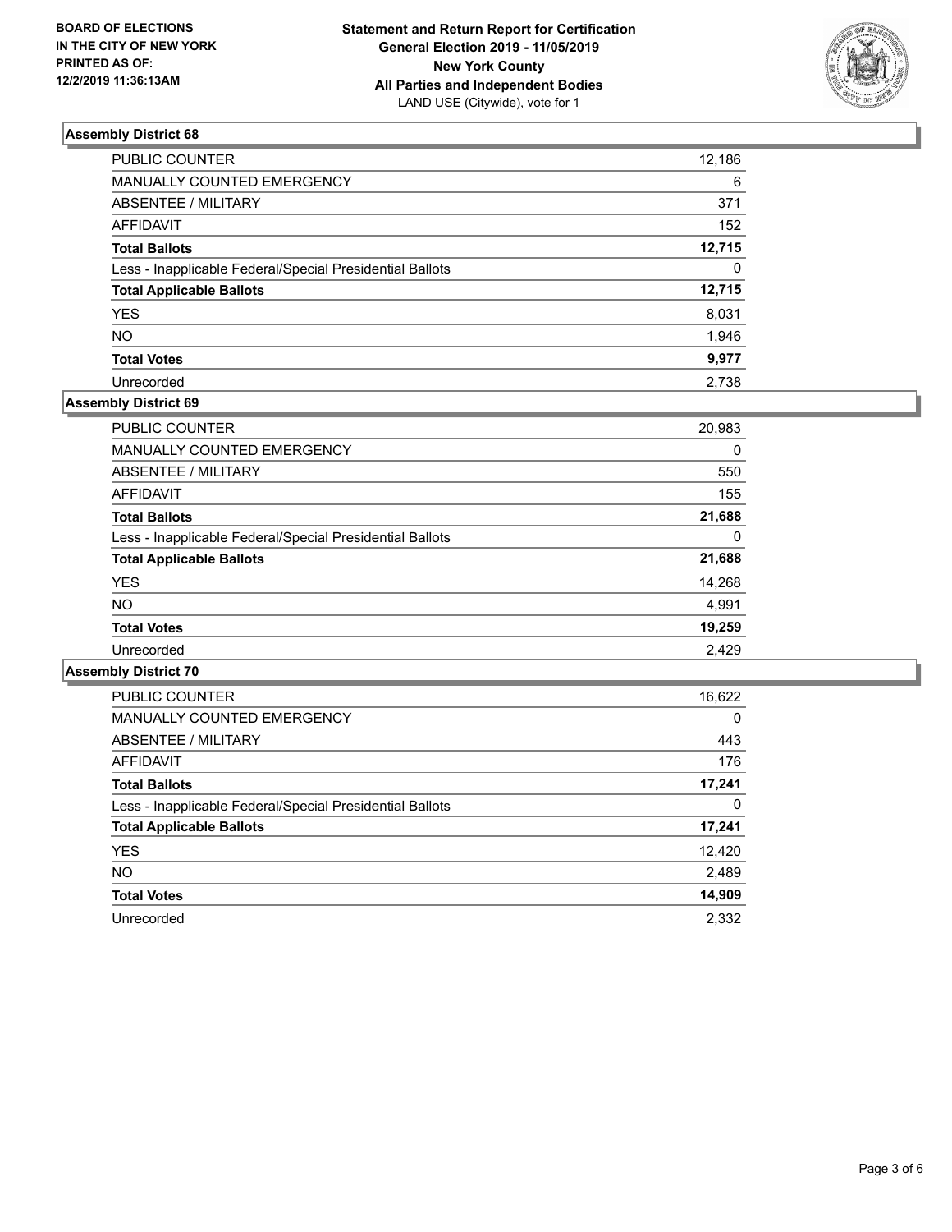**BOARD OF ELECTIONS IN THE CITY OF NEW YORK PRINTED AS OF: 12/2/2019 11:36:13AM**

**Statement and Return Report for Certification General Election 2019 - 11/05/2019 New York County All Parties and Independent Bodies**
LAND USE (Citywide), vote for 1

### Assembly District 68

| | |
|---|---|
| PUBLIC COUNTER | 12,186 |
| MANUALLY COUNTED EMERGENCY | 6 |
| ABSENTEE / MILITARY | 371 |
| AFFIDAVIT | 152 |
| **Total Ballots** | **12,715** |
| Less - Inapplicable Federal/Special Presidential Ballots | 0 |
| **Total Applicable Ballots** | **12,715** |
| YES | 8,031 |
| NO | 1,946 |
| **Total Votes** | **9,977** |
| Unrecorded | 2,738 |

### Assembly District 69

| | |
|---|---|
| PUBLIC COUNTER | 20,983 |
| MANUALLY COUNTED EMERGENCY | 0 |
| ABSENTEE / MILITARY | 550 |
| AFFIDAVIT | 155 |
| **Total Ballots** | **21,688** |
| Less - Inapplicable Federal/Special Presidential Ballots | 0 |
| **Total Applicable Ballots** | **21,688** |
| YES | 14,268 |
| NO | 4,991 |
| **Total Votes** | **19,259** |
| Unrecorded | 2,429 |

### Assembly District 70

| | |
|---|---|
| PUBLIC COUNTER | 16,622 |
| MANUALLY COUNTED EMERGENCY | 0 |
| ABSENTEE / MILITARY | 443 |
| AFFIDAVIT | 176 |
| **Total Ballots** | **17,241** |
| Less - Inapplicable Federal/Special Presidential Ballots | 0 |
| **Total Applicable Ballots** | **17,241** |
| YES | 12,420 |
| NO | 2,489 |
| **Total Votes** | **14,909** |
| Unrecorded | 2,332 |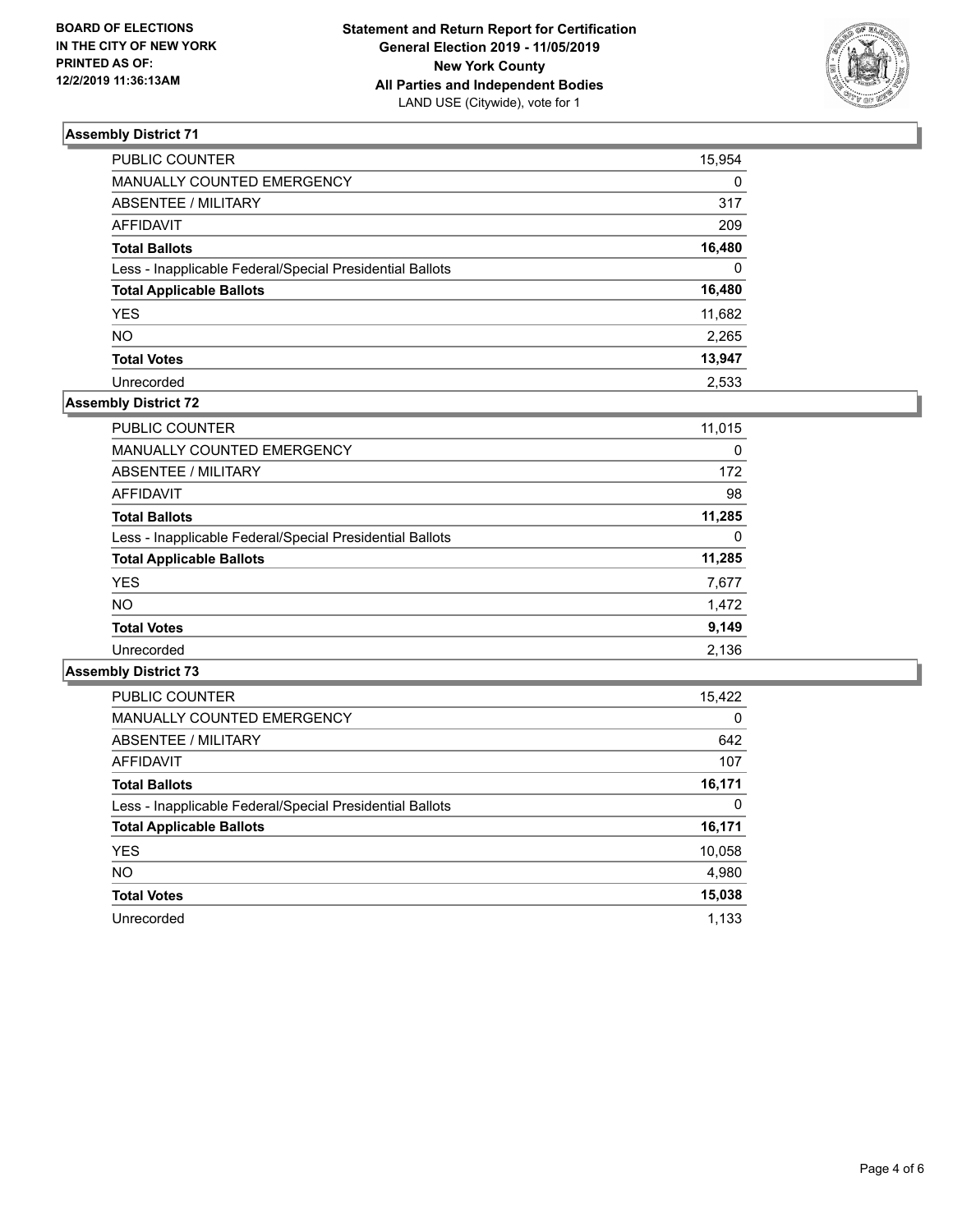**BOARD OF ELECTIONS IN THE CITY OF NEW YORK PRINTED AS OF: 12/2/2019 11:36:13AM**

**Statement and Return Report for Certification**
**General Election 2019 - 11/05/2019**
**New York County**
**All Parties and Independent Bodies**
LAND USE (Citywide), vote for 1

### Assembly District 71

| | |
|---|---|
| PUBLIC COUNTER | 15,954 |
| MANUALLY COUNTED EMERGENCY | 0 |
| ABSENTEE / MILITARY | 317 |
| AFFIDAVIT | 209 |
| **Total Ballots** | **16,480** |
| Less - Inapplicable Federal/Special Presidential Ballots | 0 |
| **Total Applicable Ballots** | **16,480** |
| YES | 11,682 |
| NO | 2,265 |
| **Total Votes** | **13,947** |
| Unrecorded | 2,533 |

### Assembly District 72

| | |
|---|---|
| PUBLIC COUNTER | 11,015 |
| MANUALLY COUNTED EMERGENCY | 0 |
| ABSENTEE / MILITARY | 172 |
| AFFIDAVIT | 98 |
| **Total Ballots** | **11,285** |
| Less - Inapplicable Federal/Special Presidential Ballots | 0 |
| **Total Applicable Ballots** | **11,285** |
| YES | 7,677 |
| NO | 1,472 |
| **Total Votes** | **9,149** |
| Unrecorded | 2,136 |

### Assembly District 73

| | |
|---|---|
| PUBLIC COUNTER | 15,422 |
| MANUALLY COUNTED EMERGENCY | 0 |
| ABSENTEE / MILITARY | 642 |
| AFFIDAVIT | 107 |
| **Total Ballots** | **16,171** |
| Less - Inapplicable Federal/Special Presidential Ballots | 0 |
| **Total Applicable Ballots** | **16,171** |
| YES | 10,058 |
| NO | 4,980 |
| **Total Votes** | **15,038** |
| Unrecorded | 1,133 |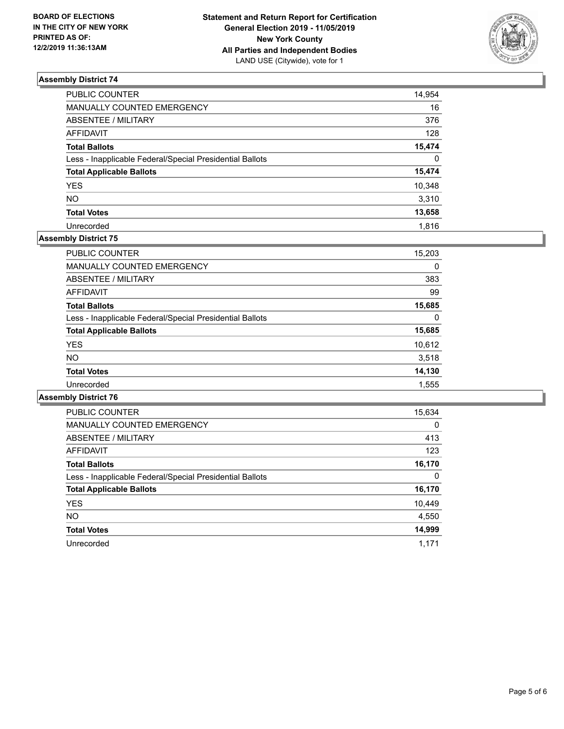BOARD OF ELECTIONS
IN THE CITY OF NEW YORK
PRINTED AS OF:
12/2/2019 11:36:13AM

**Statement and Return Report for Certification**
**General Election 2019 - 11/05/2019**
**New York County**
**All Parties and Independent Bodies**
LAND USE (Citywide), vote for 1

### Assembly District 74

| | |
|---|---|
| PUBLIC COUNTER | 14,954 |
| MANUALLY COUNTED EMERGENCY | 16 |
| ABSENTEE / MILITARY | 376 |
| AFFIDAVIT | 128 |
| **Total Ballots** | **15,474** |
| Less - Inapplicable Federal/Special Presidential Ballots | 0 |
| **Total Applicable Ballots** | **15,474** |
| YES | 10,348 |
| NO | 3,310 |
| **Total Votes** | **13,658** |
| Unrecorded | 1,816 |

### Assembly District 75

| | |
|---|---|
| PUBLIC COUNTER | 15,203 |
| MANUALLY COUNTED EMERGENCY | 0 |
| ABSENTEE / MILITARY | 383 |
| AFFIDAVIT | 99 |
| **Total Ballots** | **15,685** |
| Less - Inapplicable Federal/Special Presidential Ballots | 0 |
| **Total Applicable Ballots** | **15,685** |
| YES | 10,612 |
| NO | 3,518 |
| **Total Votes** | **14,130** |
| Unrecorded | 1,555 |

### Assembly District 76

| | |
|---|---|
| PUBLIC COUNTER | 15,634 |
| MANUALLY COUNTED EMERGENCY | 0 |
| ABSENTEE / MILITARY | 413 |
| AFFIDAVIT | 123 |
| **Total Ballots** | **16,170** |
| Less - Inapplicable Federal/Special Presidential Ballots | 0 |
| **Total Applicable Ballots** | **16,170** |
| YES | 10,449 |
| NO | 4,550 |
| **Total Votes** | **14,999** |
| Unrecorded | 1,171 |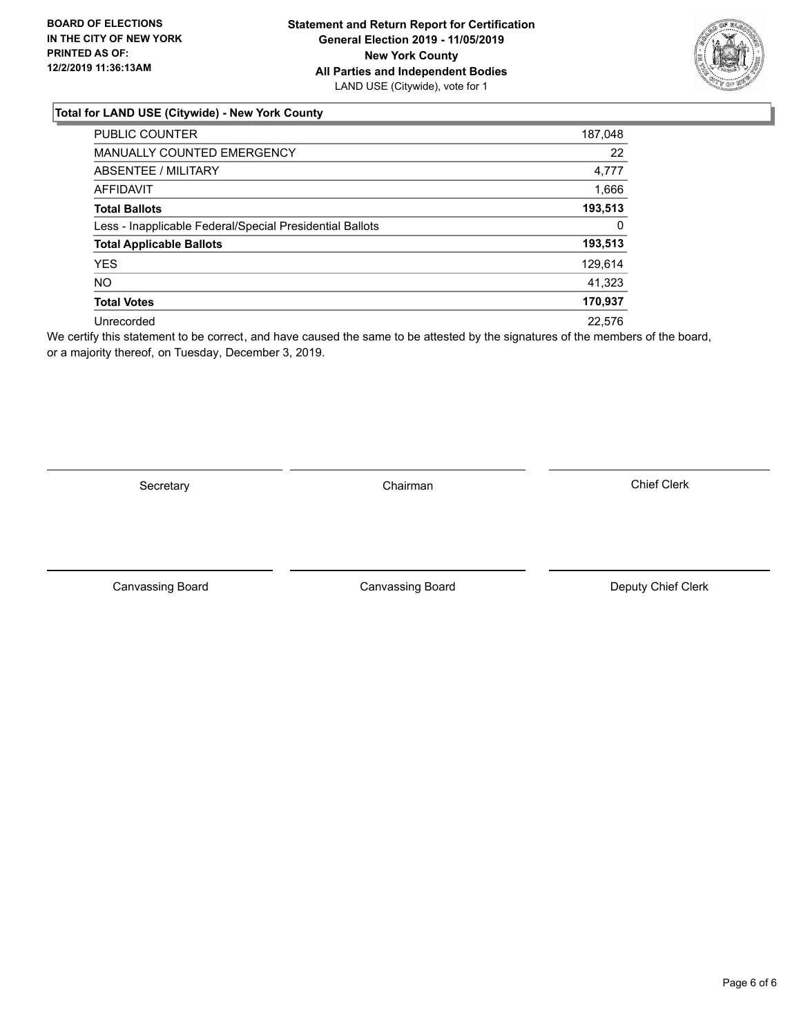**BOARD OF ELECTIONS IN THE CITY OF NEW YORK PRINTED AS OF: 12/2/2019 11:36:13AM**

**Statement and Return Report for Certification General Election 2019 - 11/05/2019 New York County All Parties and Independent Bodies**
LAND USE (Citywide), vote for 1

### Total for LAND USE (Citywide) - New York County

| | |
|---|---|
| PUBLIC COUNTER | 187,048 |
| MANUALLY COUNTED EMERGENCY | 22 |
| ABSENTEE / MILITARY | 4,777 |
| AFFIDAVIT | 1,666 |
| **Total Ballots** | **193,513** |
| Less - Inapplicable Federal/Special Presidential Ballots | 0 |
| **Total Applicable Ballots** | **193,513** |
| YES | 129,614 |
| NO | 41,323 |
| **Total Votes** | **170,937** |
| Unrecorded | 22,576 |

We certify this statement to be correct, and have caused the same to be attested by the signatures of the members of the board, or a majority thereof, on Tuesday, December 3, 2019.

Secretary | Chairman | Chief Clerk

Canvassing Board | Canvassing Board | Deputy Chief Clerk